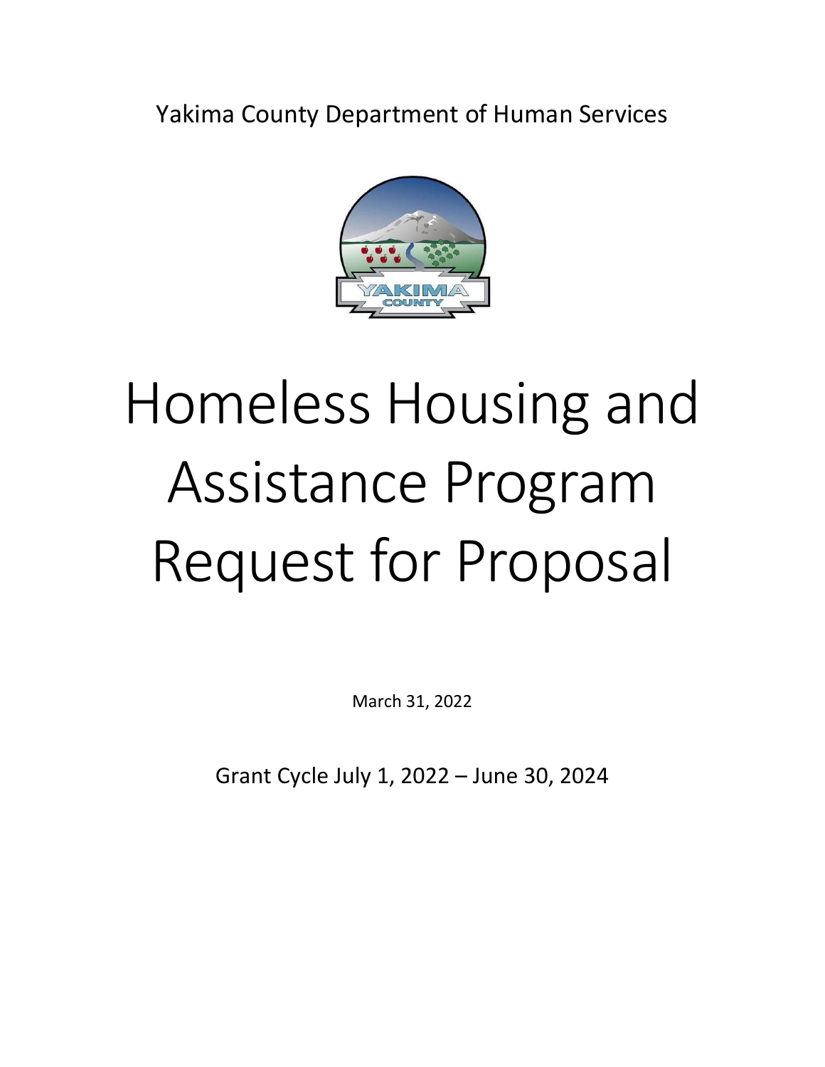Yakima County Department of Human Services

# Homeless Housing and Assistance Program Request for Proposal

March 31, 2022

Grant Cycle July 1, 2022 – June 30, 2024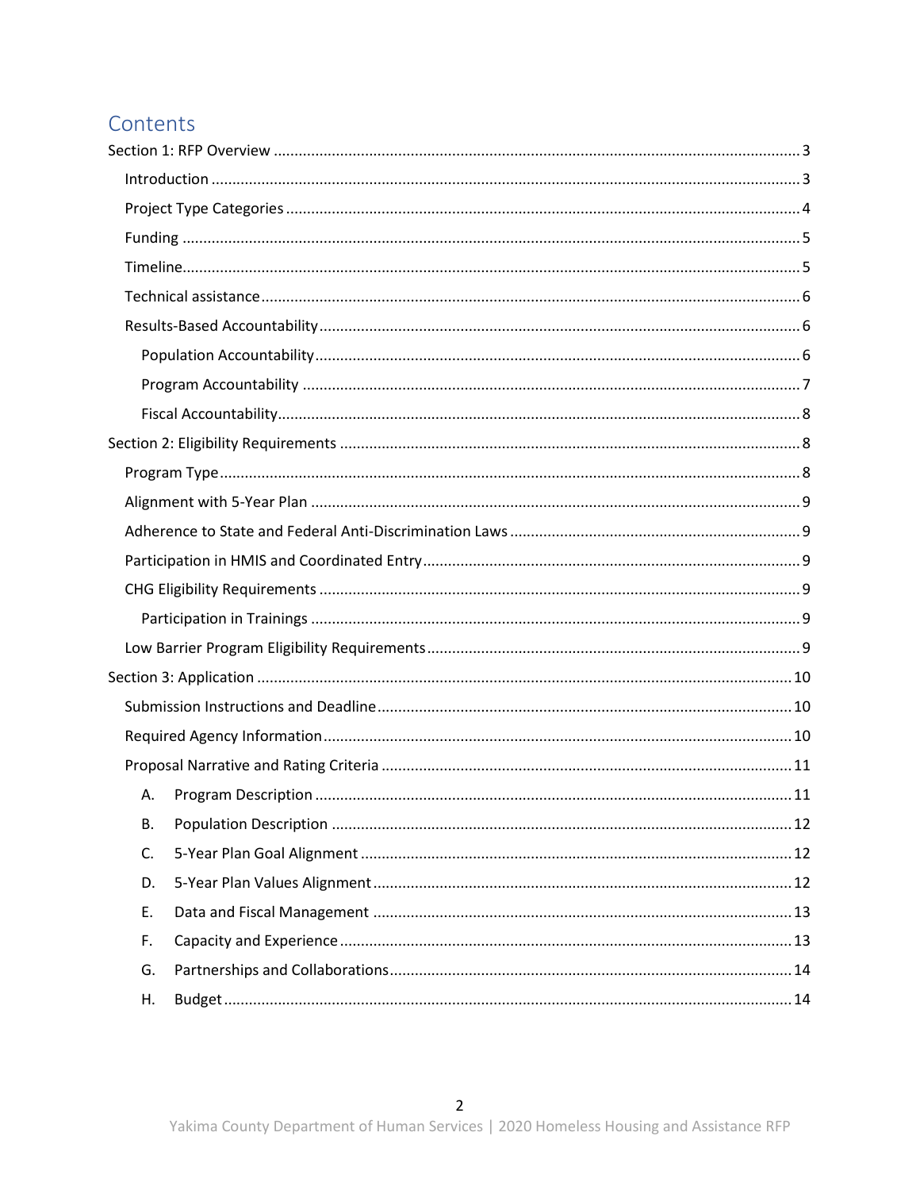# Contents

Section 1: RFP Overview ........................................ 3

- Introduction ........................................ 3
- Project Type Categories ........................................ 4
- Funding ........................................ 5
- Timeline ........................................ 5
- Technical assistance ........................................ 6
- Results-Based Accountability ........................................ 6
  - Population Accountability ........................................ 6
  - Program Accountability ........................................ 7
  - Fiscal Accountability ........................................ 8

Section 2: Eligibility Requirements ........................................ 8

- Program Type ........................................ 8
- Alignment with 5-Year Plan ........................................ 9
- Adherence to State and Federal Anti-Discrimination Laws ........................................ 9
- Participation in HMIS and Coordinated Entry ........................................ 9
- CHG Eligibility Requirements ........................................ 9
  - Participation in Trainings ........................................ 9
- Low Barrier Program Eligibility Requirements ........................................ 9

Section 3: Application ........................................ 10

- Submission Instructions and Deadline ........................................ 10
- Required Agency Information ........................................ 10
- Proposal Narrative and Rating Criteria ........................................ 11
  - A. Program Description ........................................ 11
  - B. Population Description ........................................ 12
  - C. 5-Year Plan Goal Alignment ........................................ 12
  - D. 5-Year Plan Values Alignment ........................................ 12
  - E. Data and Fiscal Management ........................................ 13
  - F. Capacity and Experience ........................................ 13
  - G. Partnerships and Collaborations ........................................ 14
  - H. Budget ........................................ 14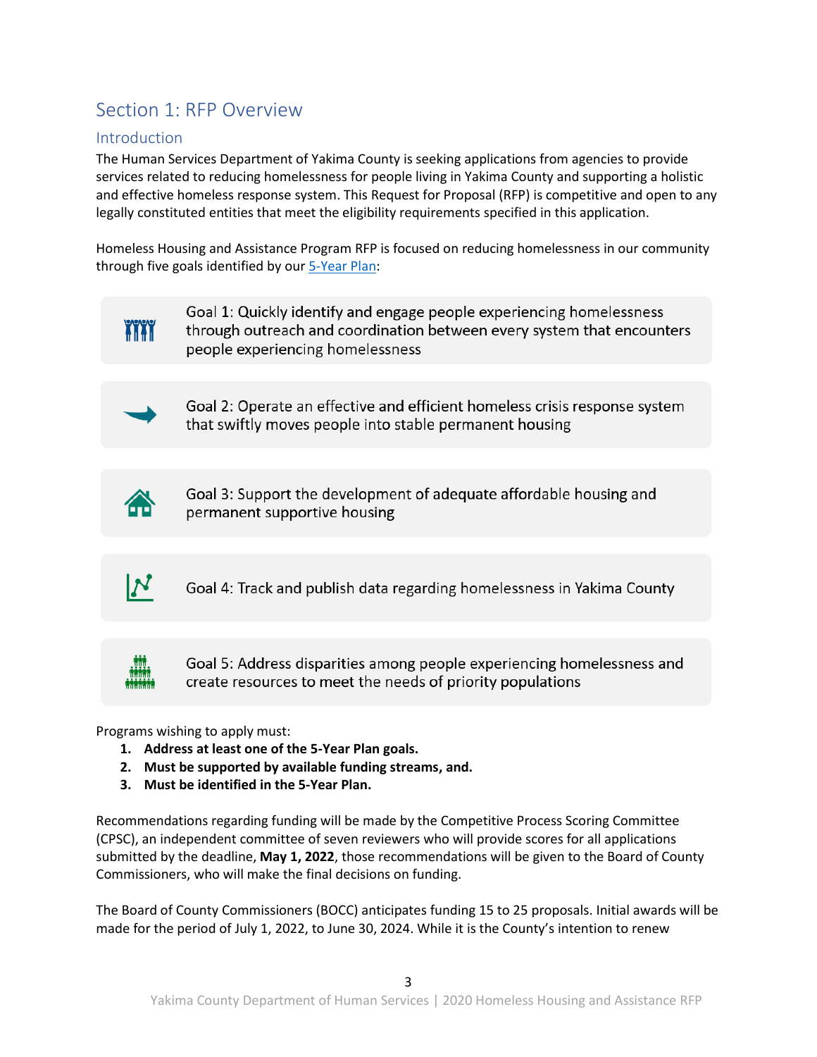# Section 1: RFP Overview

## Introduction

The Human Services Department of Yakima County is seeking applications from agencies to provide services related to reducing homelessness for people living in Yakima County and supporting a holistic and effective homeless response system. This Request for Proposal (RFP) is competitive and open to any legally constituted entities that meet the eligibility requirements specified in this application.

Homeless Housing and Assistance Program RFP is focused on reducing homelessness in our community through five goals identified by our [5-Year Plan](#):

- Goal 1: Quickly identify and engage people experiencing homelessness through outreach and coordination between every system that encounters people experiencing homelessness
- Goal 2: Operate an effective and efficient homeless crisis response system that swiftly moves people into stable permanent housing
- Goal 3: Support the development of adequate affordable housing and permanent supportive housing
- Goal 4: Track and publish data regarding homelessness in Yakima County
- Goal 5: Address disparities among people experiencing homelessness and create resources to meet the needs of priority populations

Programs wishing to apply must:

1. **Address at least one of the 5-Year Plan goals.**
2. **Must be supported by available funding streams, and.**
3. **Must be identified in the 5-Year Plan.**

Recommendations regarding funding will be made by the Competitive Process Scoring Committee (CPSC), an independent committee of seven reviewers who will provide scores for all applications submitted by the deadline, **May 1, 2022**, those recommendations will be given to the Board of County Commissioners, who will make the final decisions on funding.

The Board of County Commissioners (BOCC) anticipates funding 15 to 25 proposals. Initial awards will be made for the period of July 1, 2022, to June 30, 2024. While it is the County's intention to renew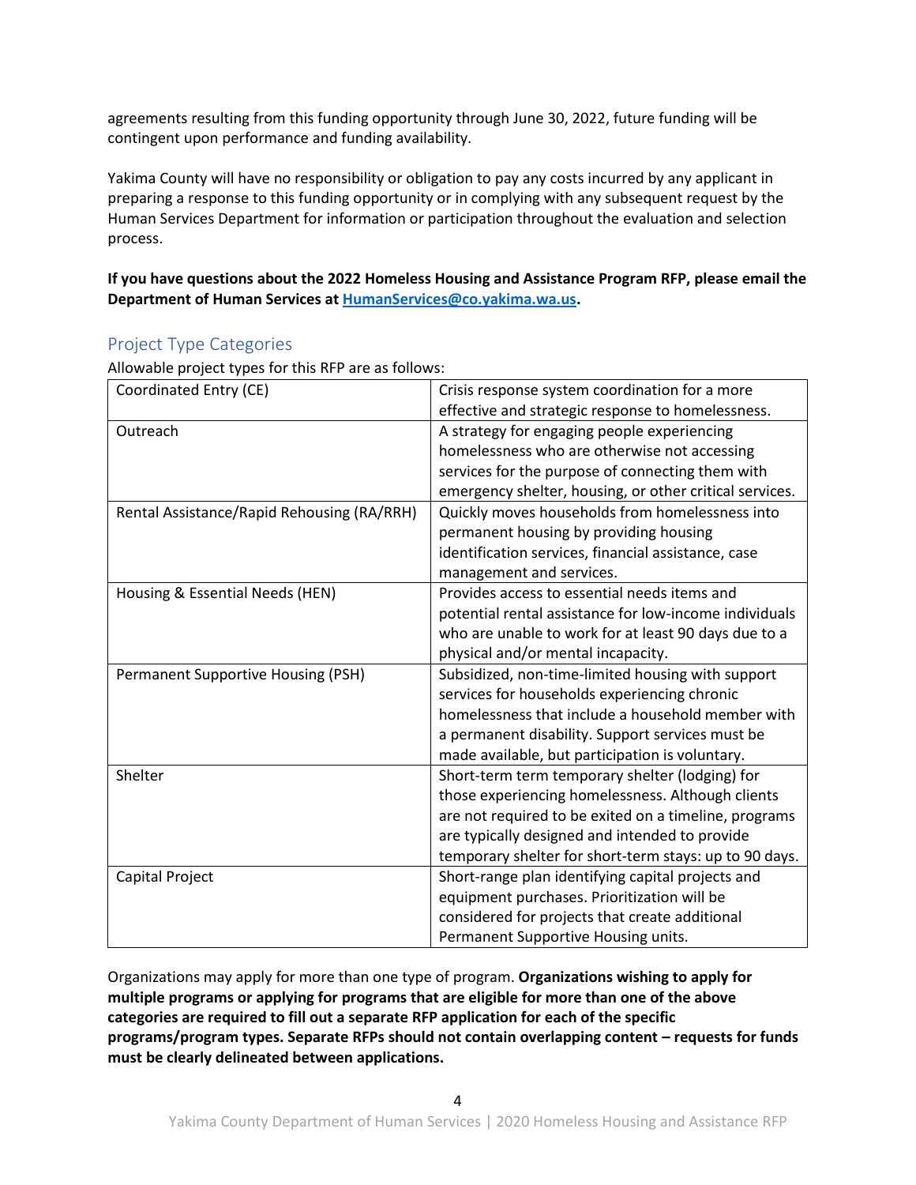agreements resulting from this funding opportunity through June 30, 2022, future funding will be contingent upon performance and funding availability.

Yakima County will have no responsibility or obligation to pay any costs incurred by any applicant in preparing a response to this funding opportunity or in complying with any subsequent request by the Human Services Department for information or participation throughout the evaluation and selection process.

**If you have questions about the 2022 Homeless Housing and Assistance Program RFP, please email the Department of Human Services at [HumanServices@co.yakima.wa.us](mailto:HumanServices@co.yakima.wa.us).**

## Project Type Categories

Allowable project types for this RFP are as follows:

| Coordinated Entry (CE) | Crisis response system coordination for a more effective and strategic response to homelessness. |
|---|---|
| Outreach | A strategy for engaging people experiencing homelessness who are otherwise not accessing services for the purpose of connecting them with emergency shelter, housing, or other critical services. |
| Rental Assistance/Rapid Rehousing (RA/RRH) | Quickly moves households from homelessness into permanent housing by providing housing identification services, financial assistance, case management and services. |
| Housing & Essential Needs (HEN) | Provides access to essential needs items and potential rental assistance for low-income individuals who are unable to work for at least 90 days due to a physical and/or mental incapacity. |
| Permanent Supportive Housing (PSH) | Subsidized, non-time-limited housing with support services for households experiencing chronic homelessness that include a household member with a permanent disability. Support services must be made available, but participation is voluntary. |
| Shelter | Short-term term temporary shelter (lodging) for those experiencing homelessness. Although clients are not required to be exited on a timeline, programs are typically designed and intended to provide temporary shelter for short-term stays: up to 90 days. |
| Capital Project | Short-range plan identifying capital projects and equipment purchases. Prioritization will be considered for projects that create additional Permanent Supportive Housing units. |

Organizations may apply for more than one type of program. **Organizations wishing to apply for multiple programs or applying for programs that are eligible for more than one of the above categories are required to fill out a separate RFP application for each of the specific programs/program types. Separate RFPs should not contain overlapping content – requests for funds must be clearly delineated between applications.**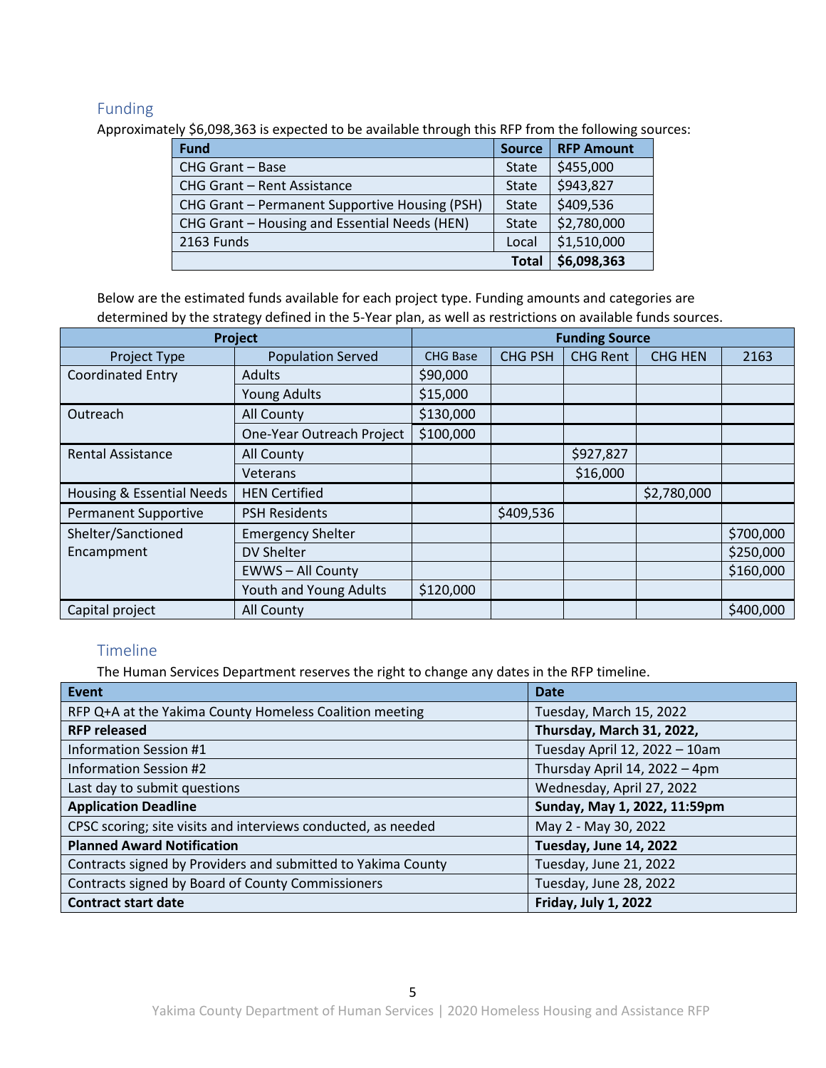## Funding

Approximately $6,098,363 is expected to be available through this RFP from the following sources:

| Fund | Source | RFP Amount |
|---|---|---|
| CHG Grant – Base | State | $455,000 |
| CHG Grant – Rent Assistance | State | $943,827 |
| CHG Grant – Permanent Supportive Housing (PSH) | State | $409,536 |
| CHG Grant – Housing and Essential Needs (HEN) | State | $2,780,000 |
| 2163 Funds | Local | $1,510,000 |
| | **Total** | **$6,098,363** |

Below are the estimated funds available for each project type. Funding amounts and categories are determined by the strategy defined in the 5-Year plan, as well as restrictions on available funds sources.

| Project | | Funding Source | | | | |
|---|---|---|---|---|---|---|
| Project Type | Population Served | CHG Base | CHG PSH | CHG Rent | CHG HEN | 2163 |
| Coordinated Entry | Adults | $90,000 | | | | |
| | Young Adults | $15,000 | | | | |
| Outreach | All County | $130,000 | | | | |
| | One-Year Outreach Project | $100,000 | | | | |
| Rental Assistance | All County | | | $927,827 | | |
| | Veterans | | | $16,000 | | |
| Housing & Essential Needs | HEN Certified | | | | $2,780,000 | |
| Permanent Supportive | PSH Residents | | $409,536 | | | |
| Shelter/Sanctioned Encampment | Emergency Shelter | | | | | $700,000 |
| | DV Shelter | | | | | $250,000 |
| | EWWS – All County | | | | | $160,000 |
| | Youth and Young Adults | $120,000 | | | | |
| Capital project | All County | | | | | $400,000 |

## Timeline

The Human Services Department reserves the right to change any dates in the RFP timeline.

| Event | Date |
|---|---|
| RFP Q+A at the Yakima County Homeless Coalition meeting | Tuesday, March 15, 2022 |
| **RFP released** | **Thursday, March 31, 2022,** |
| Information Session #1 | Tuesday April 12, 2022 – 10am |
| Information Session #2 | Thursday April 14, 2022 – 4pm |
| Last day to submit questions | Wednesday, April 27, 2022 |
| **Application Deadline** | **Sunday, May 1, 2022, 11:59pm** |
| CPSC scoring; site visits and interviews conducted, as needed | May 2 - May 30, 2022 |
| **Planned Award Notification** | **Tuesday, June 14, 2022** |
| Contracts signed by Providers and submitted to Yakima County | Tuesday, June 21, 2022 |
| Contracts signed by Board of County Commissioners | Tuesday, June 28, 2022 |
| **Contract start date** | **Friday, July 1, 2022** |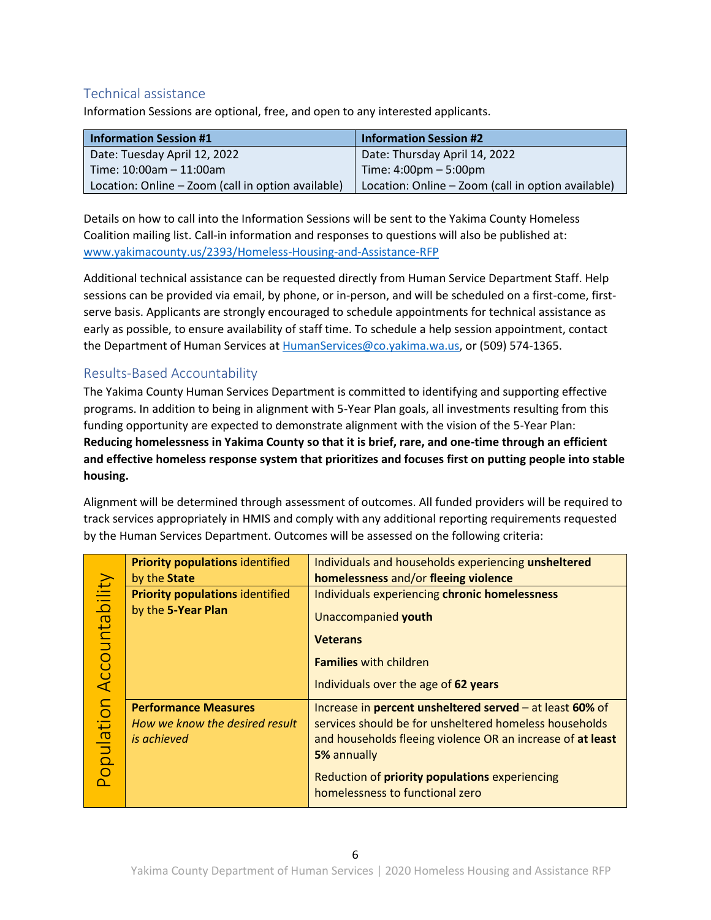## Technical assistance

Information Sessions are optional, free, and open to any interested applicants.

| Information Session #1 | Information Session #2 |
|---|---|
| Date: Tuesday April 12, 2022<br>Time: 10:00am – 11:00am<br>Location: Online – Zoom (call in option available) | Date: Thursday April 14, 2022<br>Time: 4:00pm – 5:00pm<br>Location: Online – Zoom (call in option available) |

Details on how to call into the Information Sessions will be sent to the Yakima County Homeless Coalition mailing list. Call-in information and responses to questions will also be published at: www.yakimacounty.us/2393/Homeless-Housing-and-Assistance-RFP

Additional technical assistance can be requested directly from Human Service Department Staff. Help sessions can be provided via email, by phone, or in-person, and will be scheduled on a first-come, first-serve basis. Applicants are strongly encouraged to schedule appointments for technical assistance as early as possible, to ensure availability of staff time. To schedule a help session appointment, contact the Department of Human Services at HumanServices@co.yakima.wa.us, or (509) 574-1365.

## Results-Based Accountability

The Yakima County Human Services Department is committed to identifying and supporting effective programs. In addition to being in alignment with 5-Year Plan goals, all investments resulting from this funding opportunity are expected to demonstrate alignment with the vision of the 5-Year Plan: **Reducing homelessness in Yakima County so that it is brief, rare, and one-time through an efficient and effective homeless response system that prioritizes and focuses first on putting people into stable housing.**

Alignment will be determined through assessment of outcomes. All funded providers will be required to track services appropriately in HMIS and comply with any additional reporting requirements requested by the Human Services Department. Outcomes will be assessed on the following criteria:

| Population Accountability | | |
|---|---|---|
| | **Priority populations** identified by the **State** | Individuals and households experiencing **unsheltered homelessness** and/or **fleeing violence** |
| | **Priority populations** identified by the **5-Year Plan** | Individuals experiencing **chronic homelessness**<br>Unaccompanied **youth**<br>**Veterans**<br>**Families** with children<br>Individuals over the age of **62 years** |
| | **Performance Measures**<br>*How we know the desired result is achieved* | Increase in **percent unsheltered served** – at least **60%** of services should be for unsheltered homeless households and households fleeing violence OR an increase of **at least 5%** annually<br>Reduction of **priority populations** experiencing homelessness to functional zero |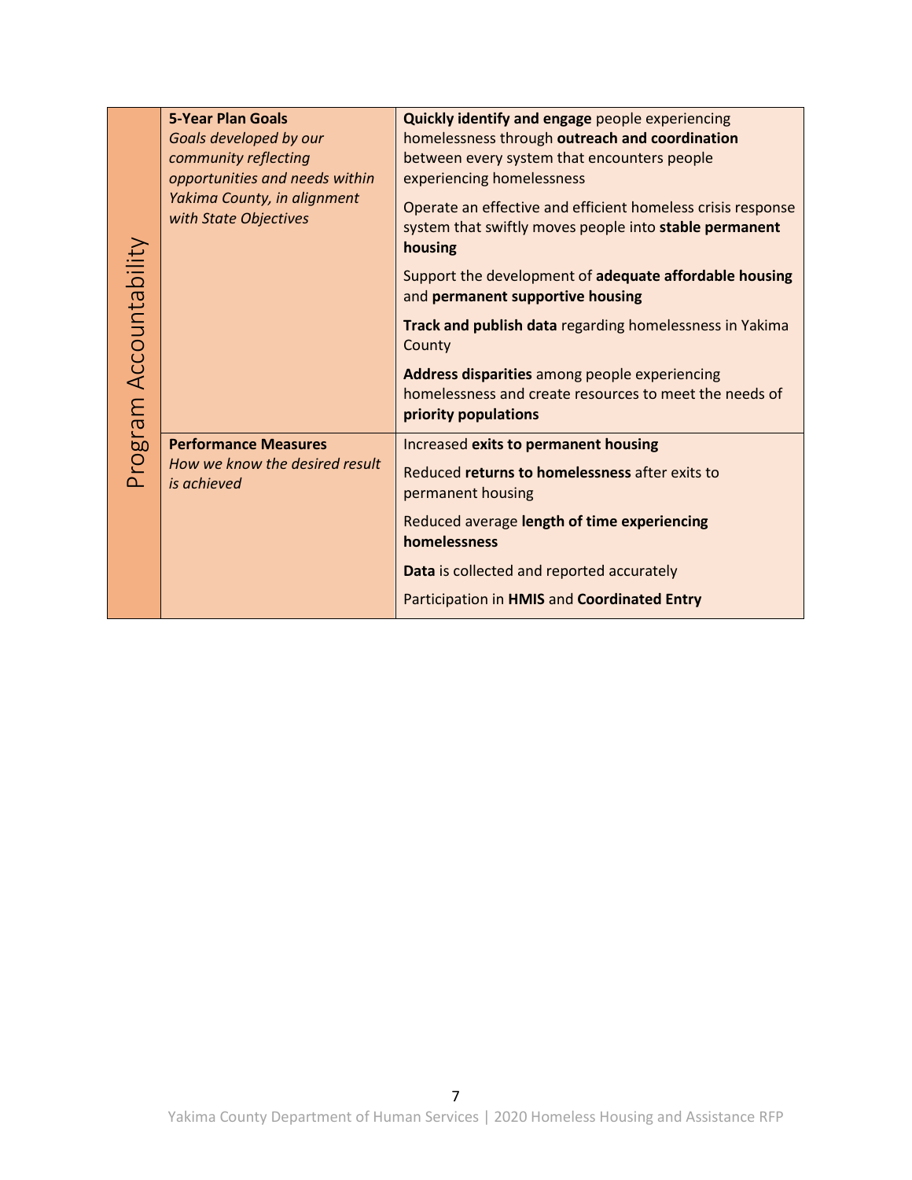| Program Accountability | | |
|---|---|---|
| | **5-Year Plan Goals** *Goals developed by our community reflecting opportunities and needs within Yakima County, in alignment with State Objectives* | **Quickly identify and engage** people experiencing homelessness through **outreach and coordination** between every system that encounters people experiencing homelessness |
| | | Operate an effective and efficient homeless crisis response system that swiftly moves people into **stable permanent housing** |
| | | Support the development of **adequate affordable housing** and **permanent supportive housing** |
| | | **Track and publish data** regarding homelessness in Yakima County |
| | | **Address disparities** among people experiencing homelessness and create resources to meet the needs of **priority populations** |
| | **Performance Measures** *How we know the desired result is achieved* | Increased **exits to permanent housing** |
| | | Reduced **returns to homelessness** after exits to permanent housing |
| | | Reduced average **length of time experiencing homelessness** |
| | | **Data** is collected and reported accurately |
| | | Participation in **HMIS** and **Coordinated Entry** |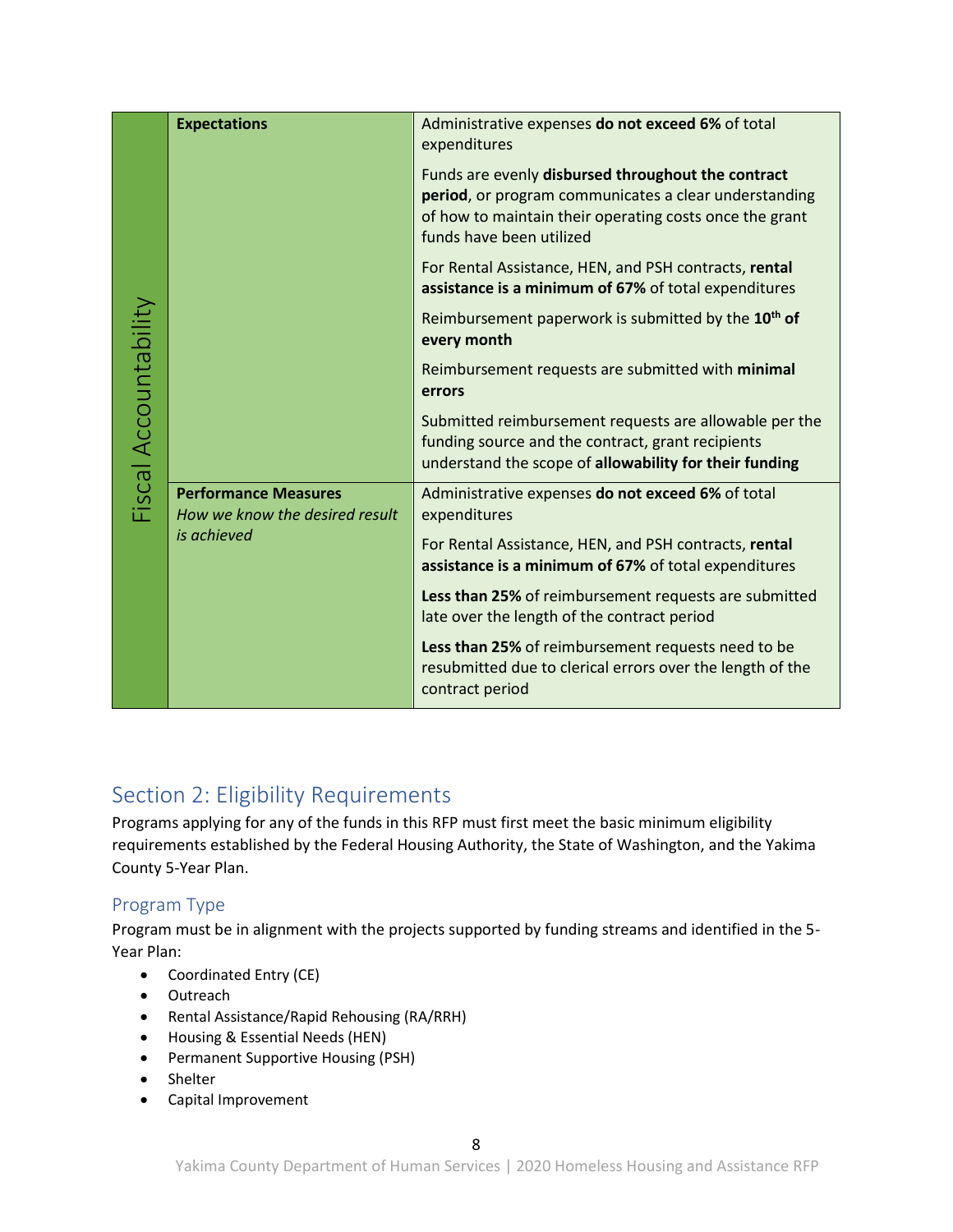| | | |
|---|---|---|
| Fiscal Accountability | **Expectations** | Administrative expenses **do not exceed 6%** of total expenditures |
| | | Funds are evenly **disbursed throughout the contract period**, or program communicates a clear understanding of how to maintain their operating costs once the grant funds have been utilized |
| | | For Rental Assistance, HEN, and PSH contracts, **rental assistance is a minimum of 67%** of total expenditures |
| | | Reimbursement paperwork is submitted by the **10th of every month** |
| | | Reimbursement requests are submitted with **minimal errors** |
| | | Submitted reimbursement requests are allowable per the funding source and the contract, grant recipients understand the scope of **allowability for their funding** |
| | **Performance Measures** *How we know the desired result is achieved* | Administrative expenses **do not exceed 6%** of total expenditures |
| | | For Rental Assistance, HEN, and PSH contracts, **rental assistance is a minimum of 67%** of total expenditures |
| | | **Less than 25%** of reimbursement requests are submitted late over the length of the contract period |
| | | **Less than 25%** of reimbursement requests need to be resubmitted due to clerical errors over the length of the contract period |

## Section 2: Eligibility Requirements

Programs applying for any of the funds in this RFP must first meet the basic minimum eligibility requirements established by the Federal Housing Authority, the State of Washington, and the Yakima County 5-Year Plan.

### Program Type

Program must be in alignment with the projects supported by funding streams and identified in the 5-Year Plan:

- Coordinated Entry (CE)
- Outreach
- Rental Assistance/Rapid Rehousing (RA/RRH)
- Housing & Essential Needs (HEN)
- Permanent Supportive Housing (PSH)
- Shelter
- Capital Improvement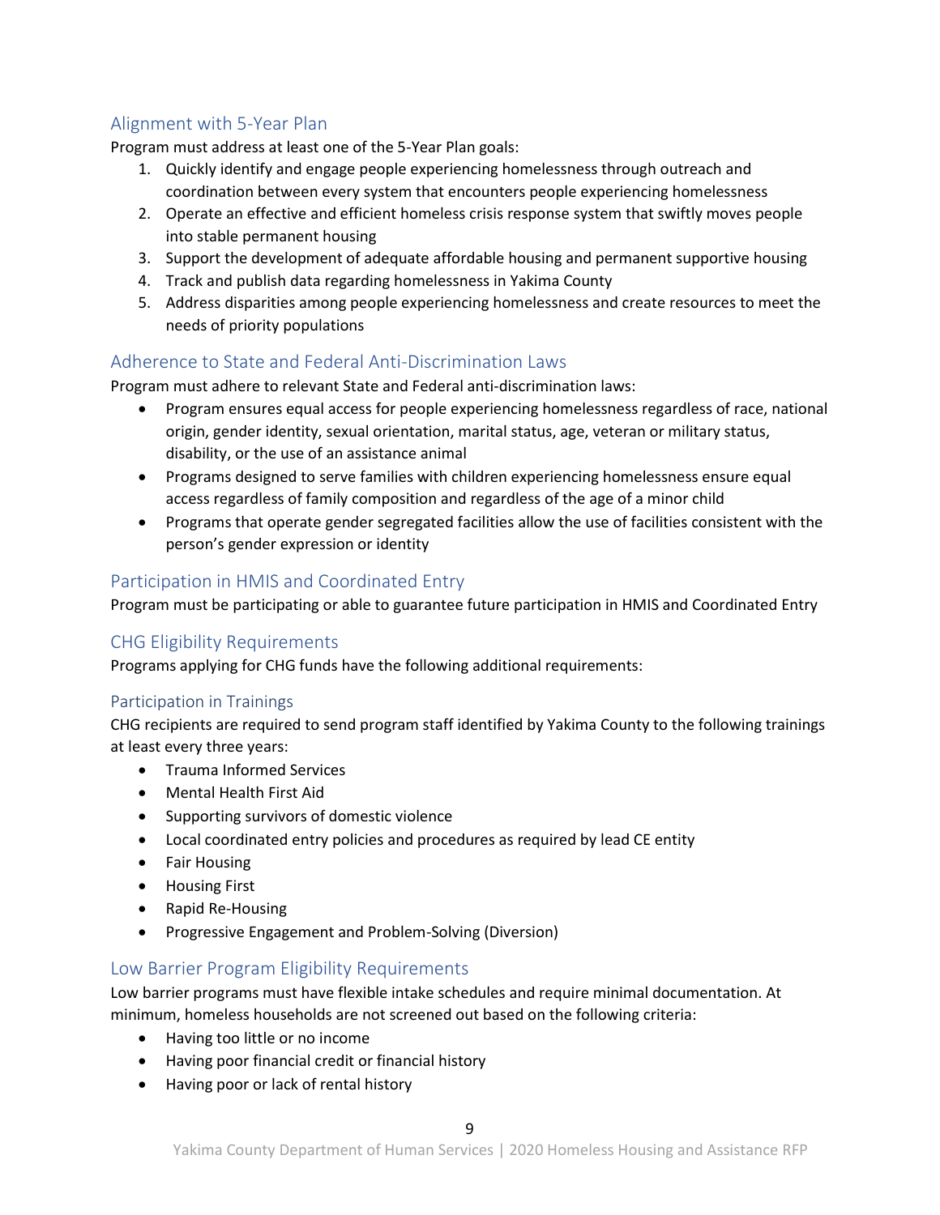## Alignment with 5-Year Plan

Program must address at least one of the 5-Year Plan goals:

1. Quickly identify and engage people experiencing homelessness through outreach and coordination between every system that encounters people experiencing homelessness
2. Operate an effective and efficient homeless crisis response system that swiftly moves people into stable permanent housing
3. Support the development of adequate affordable housing and permanent supportive housing
4. Track and publish data regarding homelessness in Yakima County
5. Address disparities among people experiencing homelessness and create resources to meet the needs of priority populations

## Adherence to State and Federal Anti-Discrimination Laws

Program must adhere to relevant State and Federal anti-discrimination laws:

- Program ensures equal access for people experiencing homelessness regardless of race, national origin, gender identity, sexual orientation, marital status, age, veteran or military status, disability, or the use of an assistance animal
- Programs designed to serve families with children experiencing homelessness ensure equal access regardless of family composition and regardless of the age of a minor child
- Programs that operate gender segregated facilities allow the use of facilities consistent with the person's gender expression or identity

## Participation in HMIS and Coordinated Entry

Program must be participating or able to guarantee future participation in HMIS and Coordinated Entry

## CHG Eligibility Requirements

Programs applying for CHG funds have the following additional requirements:

### Participation in Trainings

CHG recipients are required to send program staff identified by Yakima County to the following trainings at least every three years:

- Trauma Informed Services
- Mental Health First Aid
- Supporting survivors of domestic violence
- Local coordinated entry policies and procedures as required by lead CE entity
- Fair Housing
- Housing First
- Rapid Re-Housing
- Progressive Engagement and Problem-Solving (Diversion)

## Low Barrier Program Eligibility Requirements

Low barrier programs must have flexible intake schedules and require minimal documentation. At minimum, homeless households are not screened out based on the following criteria:

- Having too little or no income
- Having poor financial credit or financial history
- Having poor or lack of rental history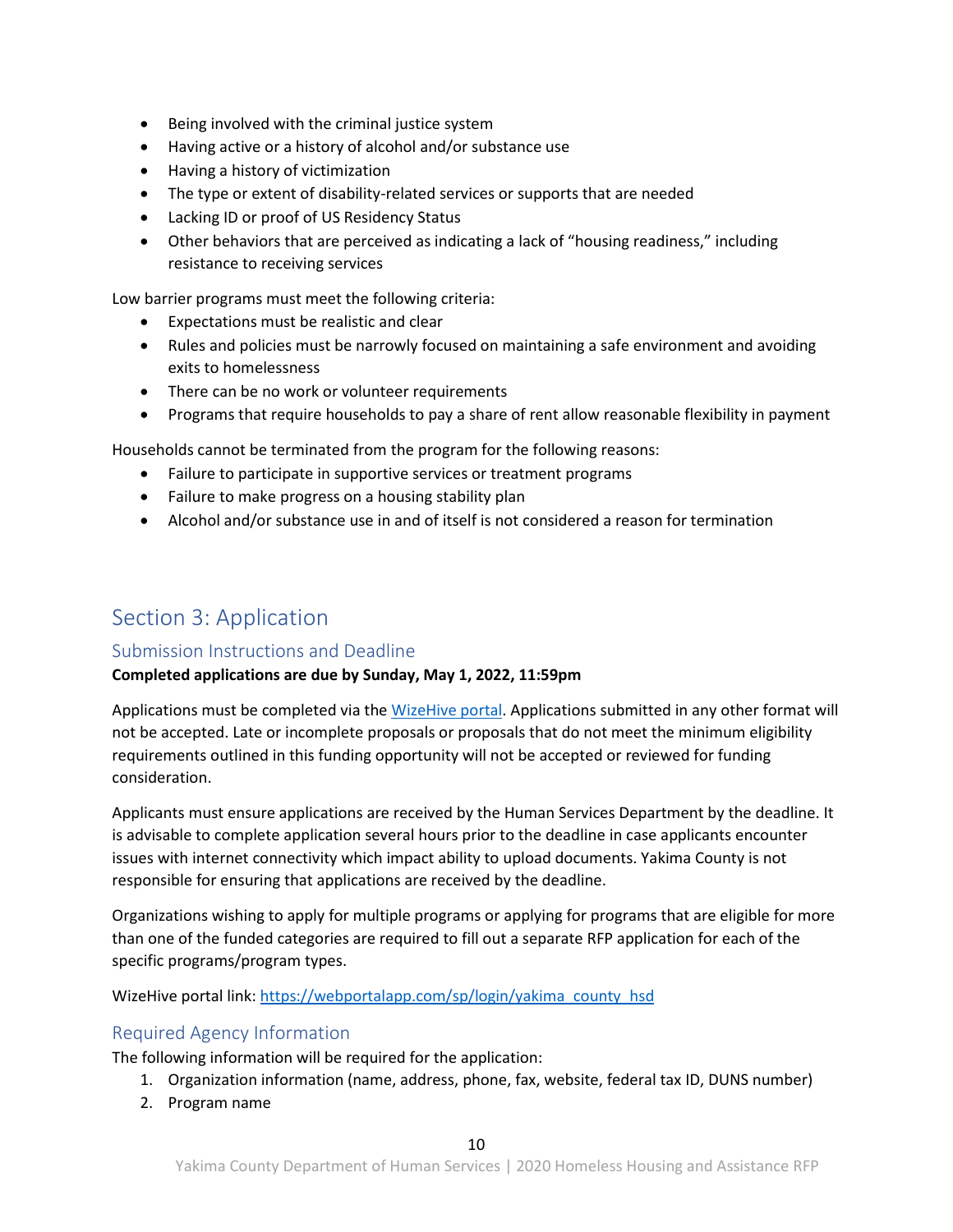- Being involved with the criminal justice system
- Having active or a history of alcohol and/or substance use
- Having a history of victimization
- The type or extent of disability-related services or supports that are needed
- Lacking ID or proof of US Residency Status
- Other behaviors that are perceived as indicating a lack of "housing readiness," including resistance to receiving services

Low barrier programs must meet the following criteria:

- Expectations must be realistic and clear
- Rules and policies must be narrowly focused on maintaining a safe environment and avoiding exits to homelessness
- There can be no work or volunteer requirements
- Programs that require households to pay a share of rent allow reasonable flexibility in payment

Households cannot be terminated from the program for the following reasons:

- Failure to participate in supportive services or treatment programs
- Failure to make progress on a housing stability plan
- Alcohol and/or substance use in and of itself is not considered a reason for termination

# Section 3: Application

## Submission Instructions and Deadline

**Completed applications are due by Sunday, May 1, 2022, 11:59pm**

Applications must be completed via the [WizeHive portal](https://webportalapp.com/sp/login/yakima_county_hsd). Applications submitted in any other format will not be accepted. Late or incomplete proposals or proposals that do not meet the minimum eligibility requirements outlined in this funding opportunity will not be accepted or reviewed for funding consideration.

Applicants must ensure applications are received by the Human Services Department by the deadline. It is advisable to complete application several hours prior to the deadline in case applicants encounter issues with internet connectivity which impact ability to upload documents. Yakima County is not responsible for ensuring that applications are received by the deadline.

Organizations wishing to apply for multiple programs or applying for programs that are eligible for more than one of the funded categories are required to fill out a separate RFP application for each of the specific programs/program types.

WizeHive portal link: https://webportalapp.com/sp/login/yakima_county_hsd

## Required Agency Information

The following information will be required for the application:

1. Organization information (name, address, phone, fax, website, federal tax ID, DUNS number)
2. Program name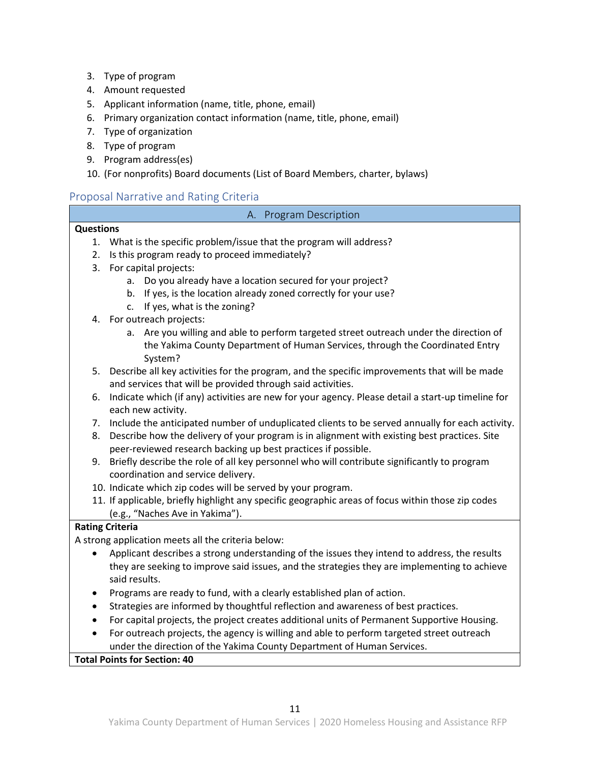3. Type of program
4. Amount requested
5. Applicant information (name, title, phone, email)
6. Primary organization contact information (name, title, phone, email)
7. Type of organization
8. Type of program
9. Program address(es)
10. (For nonprofits) Board documents (List of Board Members, charter, bylaws)

## Proposal Narrative and Rating Criteria

### A. Program Description

**Questions**

1. What is the specific problem/issue that the program will address?
2. Is this program ready to proceed immediately?
3. For capital projects:
    a. Do you already have a location secured for your project?
    b. If yes, is the location already zoned correctly for your use?
    c. If yes, what is the zoning?
4. For outreach projects:
    a. Are you willing and able to perform targeted street outreach under the direction of the Yakima County Department of Human Services, through the Coordinated Entry System?
5. Describe all key activities for the program, and the specific improvements that will be made and services that will be provided through said activities.
6. Indicate which (if any) activities are new for your agency. Please detail a start-up timeline for each new activity.
7. Include the anticipated number of unduplicated clients to be served annually for each activity.
8. Describe how the delivery of your program is in alignment with existing best practices. Site peer-reviewed research backing up best practices if possible.
9. Briefly describe the role of all key personnel who will contribute significantly to program coordination and service delivery.
10. Indicate which zip codes will be served by your program.
11. If applicable, briefly highlight any specific geographic areas of focus within those zip codes (e.g., "Naches Ave in Yakima").

**Rating Criteria**

A strong application meets all the criteria below:

- Applicant describes a strong understanding of the issues they intend to address, the results they are seeking to improve said issues, and the strategies they are implementing to achieve said results.
- Programs are ready to fund, with a clearly established plan of action.
- Strategies are informed by thoughtful reflection and awareness of best practices.
- For capital projects, the project creates additional units of Permanent Supportive Housing.
- For outreach projects, the agency is willing and able to perform targeted street outreach under the direction of the Yakima County Department of Human Services.

**Total Points for Section: 40**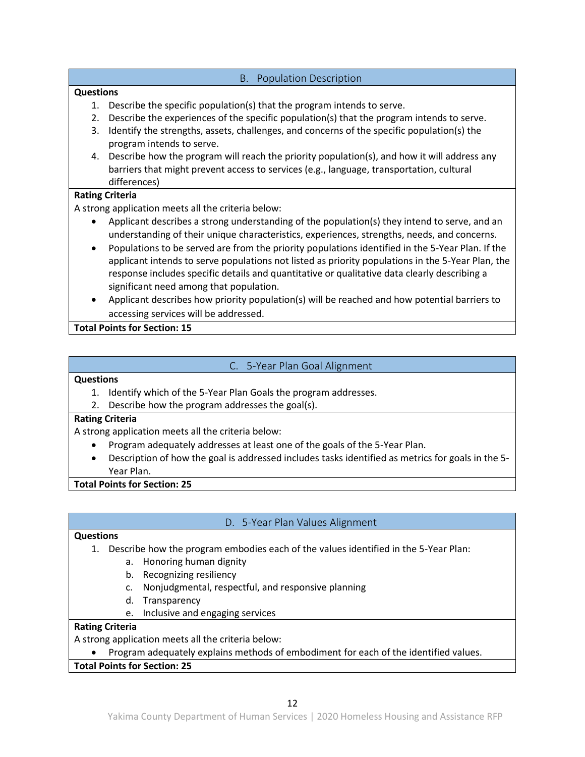### B. Population Description

**Questions**

1. Describe the specific population(s) that the program intends to serve.
2. Describe the experiences of the specific population(s) that the program intends to serve.
3. Identify the strengths, assets, challenges, and concerns of the specific population(s) the program intends to serve.
4. Describe how the program will reach the priority population(s), and how it will address any barriers that might prevent access to services (e.g., language, transportation, cultural differences)

**Rating Criteria**

A strong application meets all the criteria below:

- Applicant describes a strong understanding of the population(s) they intend to serve, and an understanding of their unique characteristics, experiences, strengths, needs, and concerns.
- Populations to be served are from the priority populations identified in the 5-Year Plan. If the applicant intends to serve populations not listed as priority populations in the 5-Year Plan, the response includes specific details and quantitative or qualitative data clearly describing a significant need among that population.
- Applicant describes how priority population(s) will be reached and how potential barriers to accessing services will be addressed.

**Total Points for Section: 15**

### C. 5-Year Plan Goal Alignment

**Questions**

1. Identify which of the 5-Year Plan Goals the program addresses.
2. Describe how the program addresses the goal(s).

**Rating Criteria**

A strong application meets all the criteria below:

- Program adequately addresses at least one of the goals of the 5-Year Plan.
- Description of how the goal is addressed includes tasks identified as metrics for goals in the 5-Year Plan.

**Total Points for Section: 25**

### D. 5-Year Plan Values Alignment

**Questions**

1. Describe how the program embodies each of the values identified in the 5-Year Plan:
   a. Honoring human dignity
   b. Recognizing resiliency
   c. Nonjudgmental, respectful, and responsive planning
   d. Transparency
   e. Inclusive and engaging services

**Rating Criteria**

A strong application meets all the criteria below:

- Program adequately explains methods of embodiment for each of the identified values.

**Total Points for Section: 25**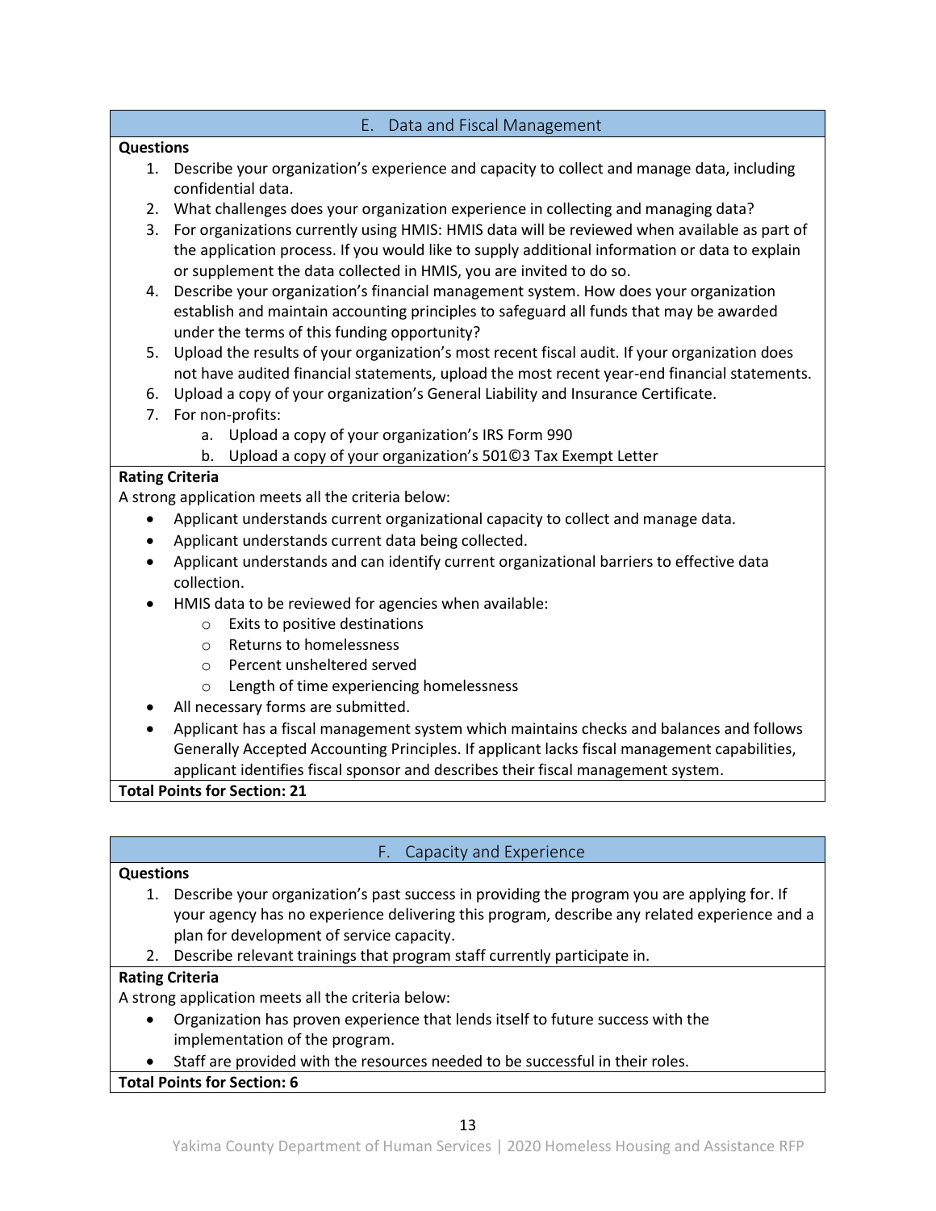## E. Data and Fiscal Management

**Questions**

1. Describe your organization's experience and capacity to collect and manage data, including confidential data.
2. What challenges does your organization experience in collecting and managing data?
3. For organizations currently using HMIS: HMIS data will be reviewed when available as part of the application process. If you would like to supply additional information or data to explain or supplement the data collected in HMIS, you are invited to do so.
4. Describe your organization's financial management system. How does your organization establish and maintain accounting principles to safeguard all funds that may be awarded under the terms of this funding opportunity?
5. Upload the results of your organization's most recent fiscal audit. If your organization does not have audited financial statements, upload the most recent year-end financial statements.
6. Upload a copy of your organization's General Liability and Insurance Certificate.
7. For non-profits:
   a. Upload a copy of your organization's IRS Form 990
   b. Upload a copy of your organization's 501©3 Tax Exempt Letter

**Rating Criteria**

A strong application meets all the criteria below:

- Applicant understands current organizational capacity to collect and manage data.
- Applicant understands current data being collected.
- Applicant understands and can identify current organizational barriers to effective data collection.
- HMIS data to be reviewed for agencies when available:
  - Exits to positive destinations
  - Returns to homelessness
  - Percent unsheltered served
  - Length of time experiencing homelessness
- All necessary forms are submitted.
- Applicant has a fiscal management system which maintains checks and balances and follows Generally Accepted Accounting Principles. If applicant lacks fiscal management capabilities, applicant identifies fiscal sponsor and describes their fiscal management system.

**Total Points for Section: 21**

## F. Capacity and Experience

**Questions**

1. Describe your organization's past success in providing the program you are applying for. If your agency has no experience delivering this program, describe any related experience and a plan for development of service capacity.
2. Describe relevant trainings that program staff currently participate in.

**Rating Criteria**

A strong application meets all the criteria below:

- Organization has proven experience that lends itself to future success with the implementation of the program.
- Staff are provided with the resources needed to be successful in their roles.

**Total Points for Section: 6**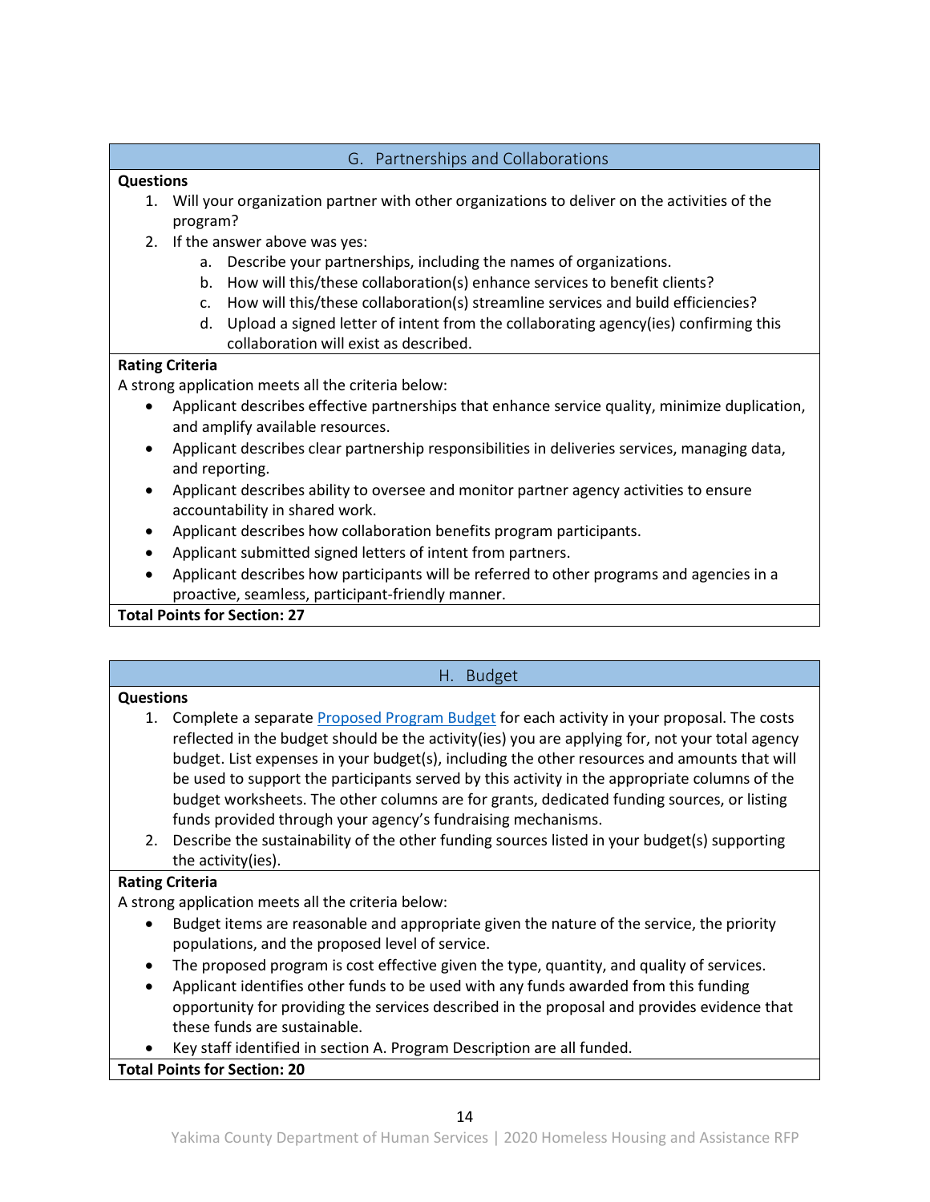## G. Partnerships and Collaborations

**Questions**

1. Will your organization partner with other organizations to deliver on the activities of the program?
2. If the answer above was yes:
    a. Describe your partnerships, including the names of organizations.
    b. How will this/these collaboration(s) enhance services to benefit clients?
    c. How will this/these collaboration(s) streamline services and build efficiencies?
    d. Upload a signed letter of intent from the collaborating agency(ies) confirming this collaboration will exist as described.

**Rating Criteria**

A strong application meets all the criteria below:

- Applicant describes effective partnerships that enhance service quality, minimize duplication, and amplify available resources.
- Applicant describes clear partnership responsibilities in deliveries services, managing data, and reporting.
- Applicant describes ability to oversee and monitor partner agency activities to ensure accountability in shared work.
- Applicant describes how collaboration benefits program participants.
- Applicant submitted signed letters of intent from partners.
- Applicant describes how participants will be referred to other programs and agencies in a proactive, seamless, participant-friendly manner.

**Total Points for Section: 27**

## H. Budget

**Questions**

1. Complete a separate Proposed Program Budget for each activity in your proposal. The costs reflected in the budget should be the activity(ies) you are applying for, not your total agency budget. List expenses in your budget(s), including the other resources and amounts that will be used to support the participants served by this activity in the appropriate columns of the budget worksheets. The other columns are for grants, dedicated funding sources, or listing funds provided through your agency's fundraising mechanisms.
2. Describe the sustainability of the other funding sources listed in your budget(s) supporting the activity(ies).

**Rating Criteria**

A strong application meets all the criteria below:

- Budget items are reasonable and appropriate given the nature of the service, the priority populations, and the proposed level of service.
- The proposed program is cost effective given the type, quantity, and quality of services.
- Applicant identifies other funds to be used with any funds awarded from this funding opportunity for providing the services described in the proposal and provides evidence that these funds are sustainable.
- Key staff identified in section A. Program Description are all funded.

**Total Points for Section: 20**